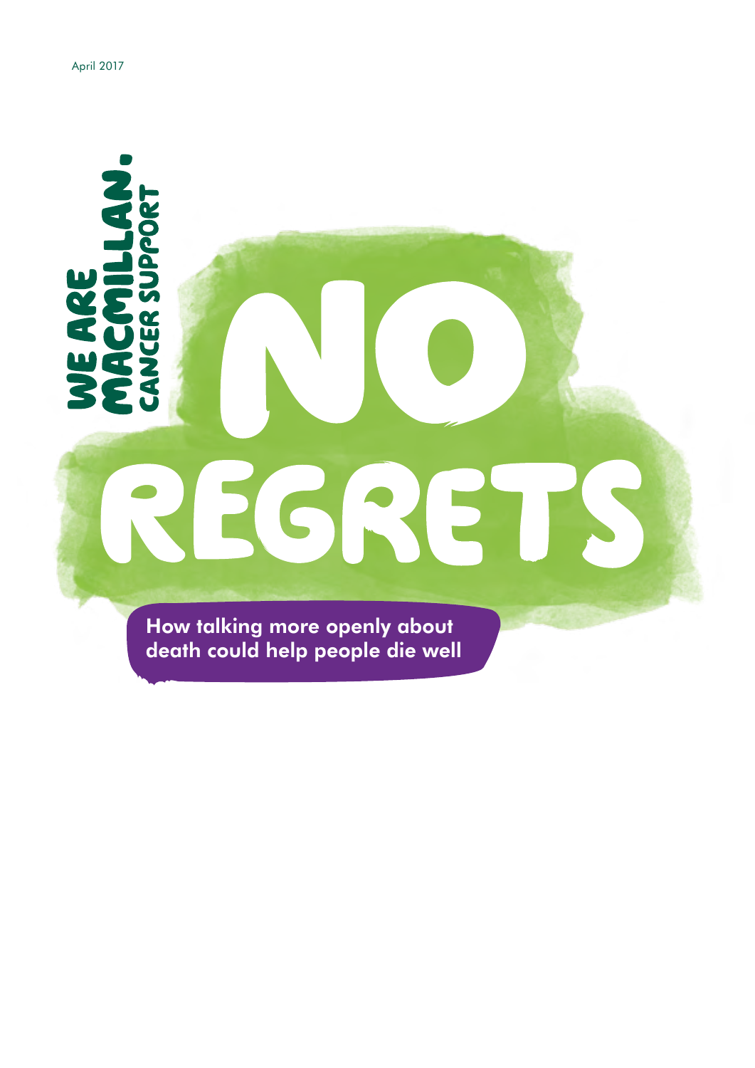April 2017

WE ARE MACMILLAN. CANCER SUPPORT

# NO REGRETS

## How talking more openly about death could help people die well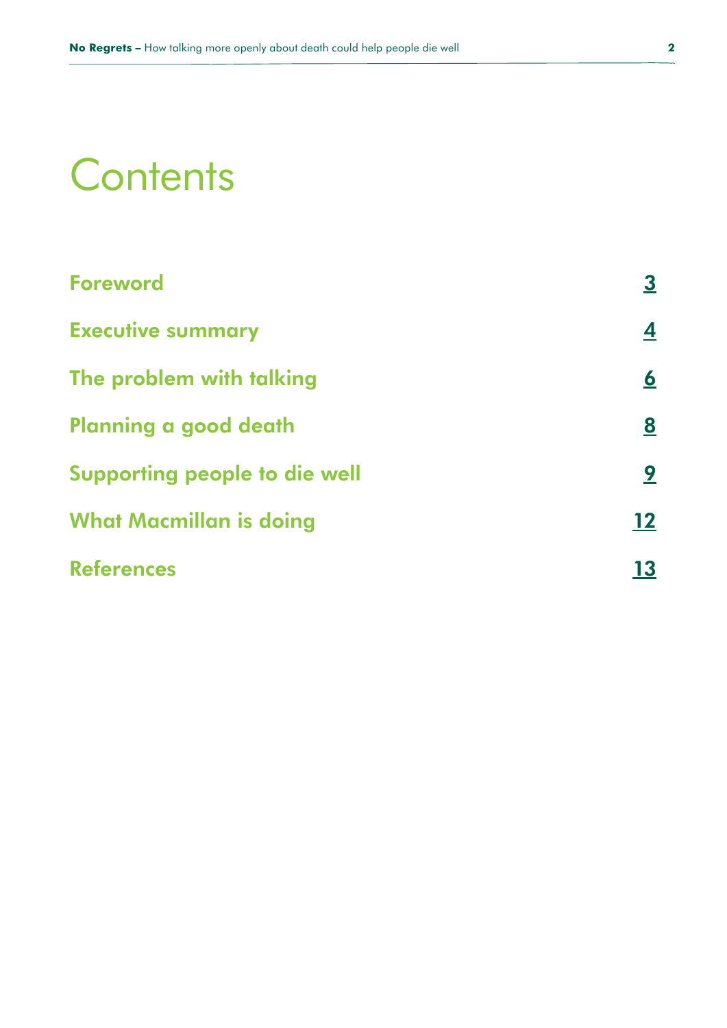# Contents

| | |
|---|---|
| **Foreword** | 3 |
| **Executive summary** | 4 |
| **The problem with talking** | 6 |
| **Planning a good death** | 8 |
| **Supporting people to die well** | 9 |
| **What Macmillan is doing** | 12 |
| **References** | 13 |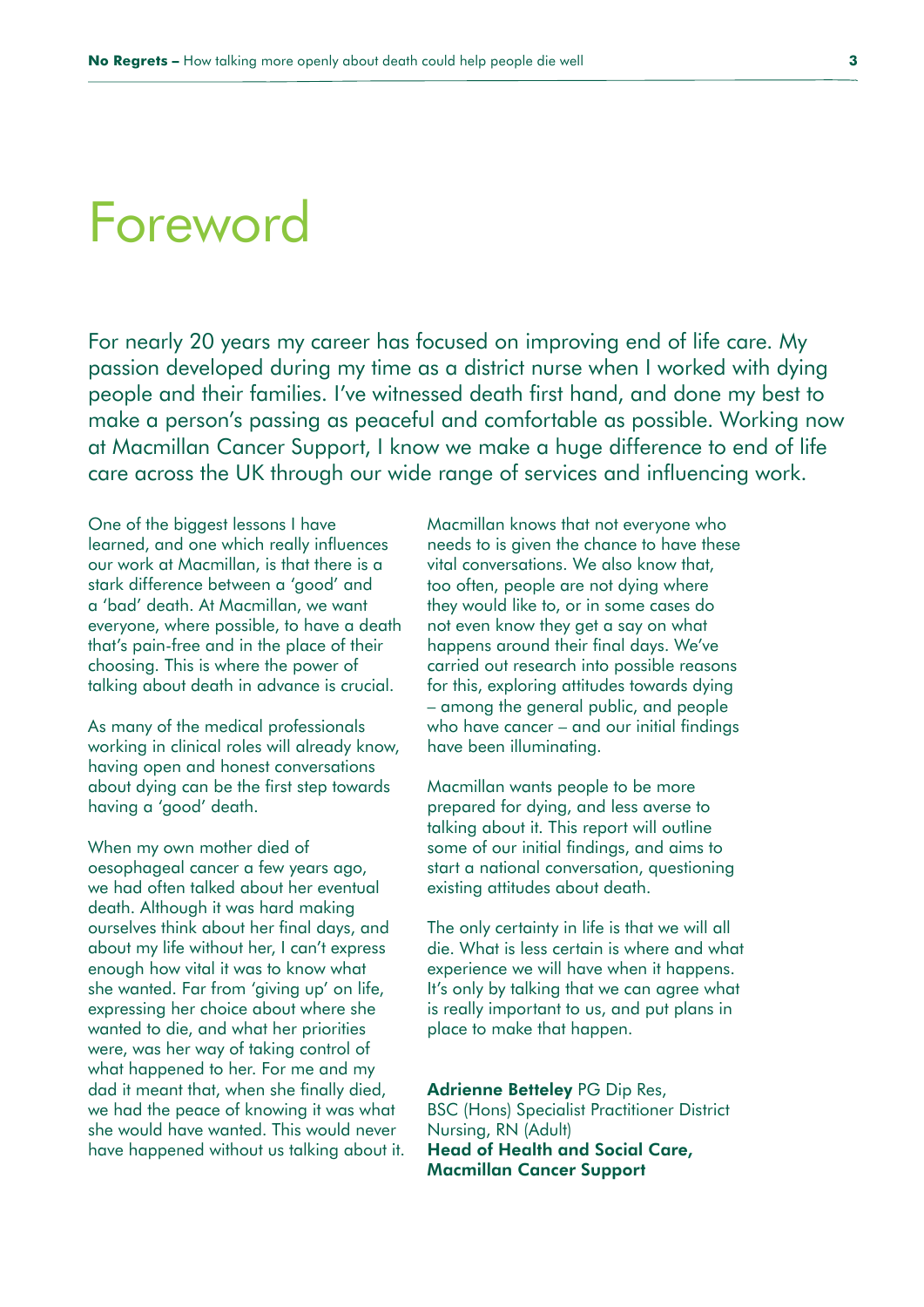# Foreword

For nearly 20 years my career has focused on improving end of life care. My passion developed during my time as a district nurse when I worked with dying people and their families. I've witnessed death first hand, and done my best to make a person's passing as peaceful and comfortable as possible. Working now at Macmillan Cancer Support, I know we make a huge difference to end of life care across the UK through our wide range of services and influencing work.

One of the biggest lessons I have learned, and one which really influences our work at Macmillan, is that there is a stark difference between a 'good' and a 'bad' death. At Macmillan, we want everyone, where possible, to have a death that's pain-free and in the place of their choosing. This is where the power of talking about death in advance is crucial.

As many of the medical professionals working in clinical roles will already know, having open and honest conversations about dying can be the first step towards having a 'good' death.

When my own mother died of oesophageal cancer a few years ago, we had often talked about her eventual death. Although it was hard making ourselves think about her final days, and about my life without her, I can't express enough how vital it was to know what she wanted. Far from 'giving up' on life, expressing her choice about where she wanted to die, and what her priorities were, was her way of taking control of what happened to her. For me and my dad it meant that, when she finally died, we had the peace of knowing it was what she would have wanted. This would never have happened without us talking about it.

Macmillan knows that not everyone who needs to is given the chance to have these vital conversations. We also know that, too often, people are not dying where they would like to, or in some cases do not even know they get a say on what happens around their final days. We've carried out research into possible reasons for this, exploring attitudes towards dying – among the general public, and people who have cancer – and our initial findings have been illuminating.

Macmillan wants people to be more prepared for dying, and less averse to talking about it. This report will outline some of our initial findings, and aims to start a national conversation, questioning existing attitudes about death.

The only certainty in life is that we will all die. What is less certain is where and what experience we will have when it happens. It's only by talking that we can agree what is really important to us, and put plans in place to make that happen.

**Adrienne Betteley** PG Dip Res,
BSC (Hons) Specialist Practitioner District Nursing, RN (Adult)
**Head of Health and Social Care, Macmillan Cancer Support**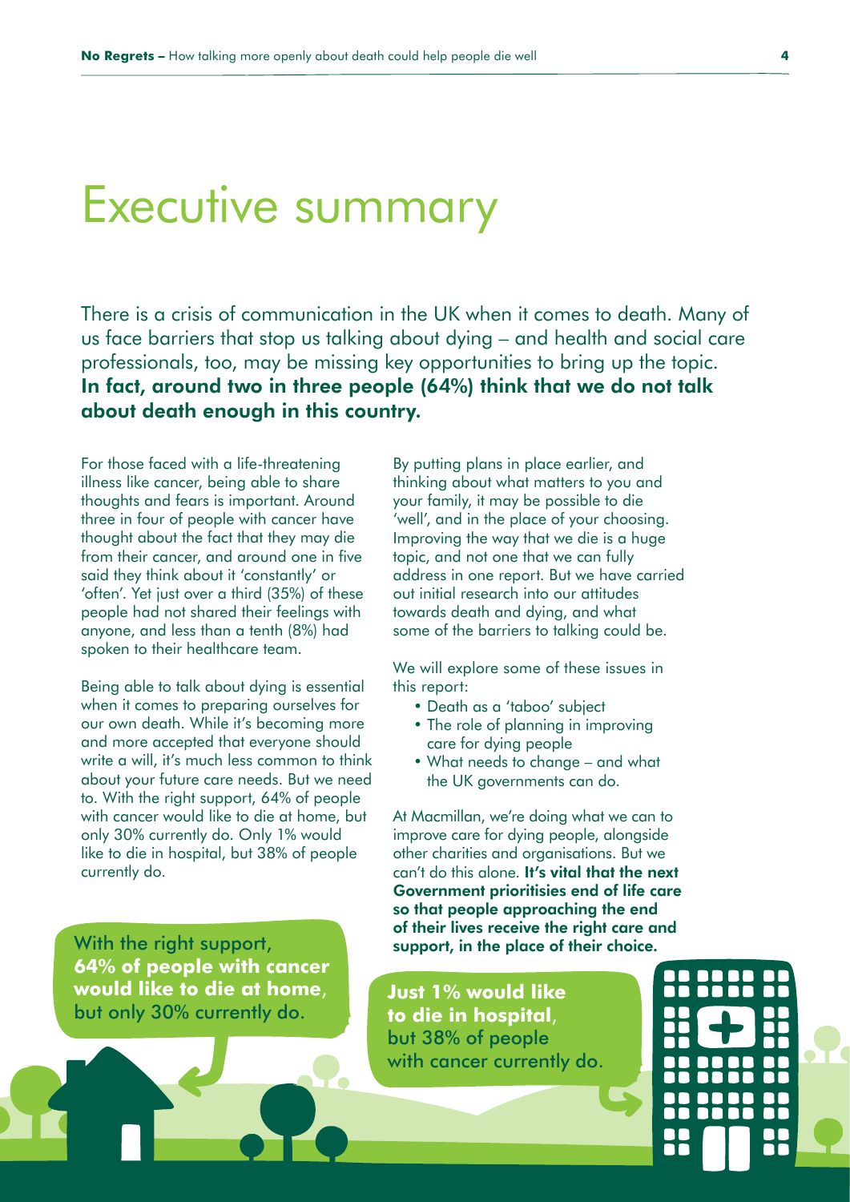# Executive summary

There is a crisis of communication in the UK when it comes to death. Many of us face barriers that stop us talking about dying – and health and social care professionals, too, may be missing key opportunities to bring up the topic. **In fact, around two in three people (64%) think that we do not talk about death enough in this country.**

For those faced with a life-threatening illness like cancer, being able to share thoughts and fears is important. Around three in four of people with cancer have thought about the fact that they may die from their cancer, and around one in five said they think about it 'constantly' or 'often'. Yet just over a third (35%) of these people had not shared their feelings with anyone, and less than a tenth (8%) had spoken to their healthcare team.

Being able to talk about dying is essential when it comes to preparing ourselves for our own death. While it's becoming more and more accepted that everyone should write a will, it's much less common to think about your future care needs. But we need to. With the right support, 64% of people with cancer would like to die at home, but only 30% currently do. Only 1% would like to die in hospital, but 38% of people currently do.

By putting plans in place earlier, and thinking about what matters to you and your family, it may be possible to die 'well', and in the place of your choosing. Improving the way that we die is a huge topic, and not one that we can fully address in one report. But we have carried out initial research into our attitudes towards death and dying, and what some of the barriers to talking could be.

We will explore some of these issues in this report:

- Death as a 'taboo' subject
- The role of planning in improving care for dying people
- What needs to change – and what the UK governments can do.

At Macmillan, we're doing what we can to improve care for dying people, alongside other charities and organisations. But we can't do this alone. **It's vital that the next Government prioritisies end of life care so that people approaching the end of their lives receive the right care and support, in the place of their choice.**

With the right support, **64% of people with cancer would like to die at home**, but only 30% currently do.

**Just 1% would like to die in hospital**, but 38% of people with cancer currently do.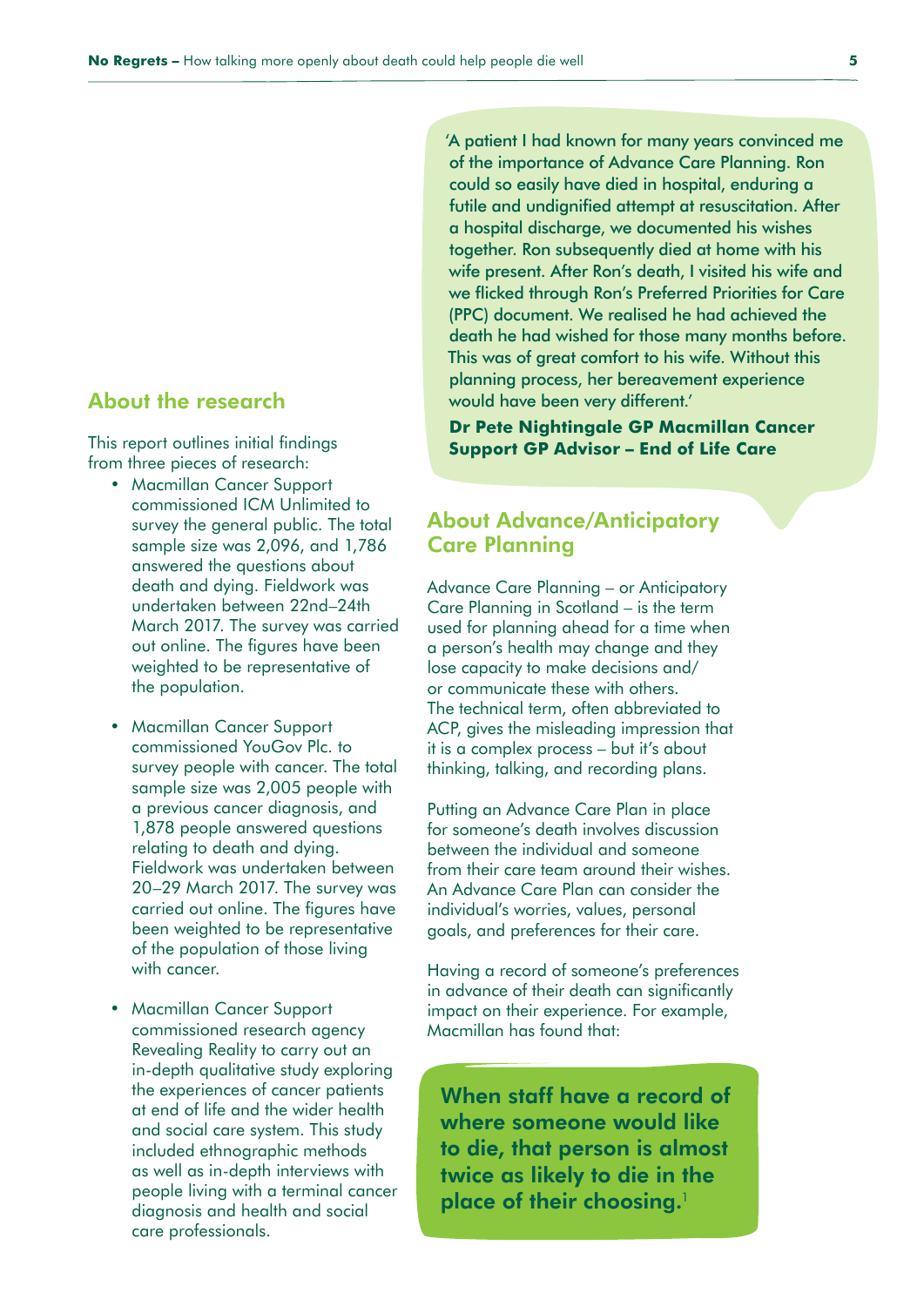## About the research

This report outlines initial findings from three pieces of research:

- Macmillan Cancer Support commissioned ICM Unlimited to survey the general public. The total sample size was 2,096, and 1,786 answered the questions about death and dying. Fieldwork was undertaken between 22nd–24th March 2017. The survey was carried out online. The figures have been weighted to be representative of the population.
- Macmillan Cancer Support commissioned YouGov Plc. to survey people with cancer. The total sample size was 2,005 people with a previous cancer diagnosis, and 1,878 people answered questions relating to death and dying. Fieldwork was undertaken between 20–29 March 2017. The survey was carried out online. The figures have been weighted to be representative of the population of those living with cancer.
- Macmillan Cancer Support commissioned research agency Revealing Reality to carry out an in-depth qualitative study exploring the experiences of cancer patients at end of life and the wider health and social care system. This study included ethnographic methods as well as in-depth interviews with people living with a terminal cancer diagnosis and health and social care professionals.

'A patient I had known for many years convinced me of the importance of Advance Care Planning. Ron could so easily have died in hospital, enduring a futile and undignified attempt at resuscitation. After a hospital discharge, we documented his wishes together. Ron subsequently died at home with his wife present. After Ron's death, I visited his wife and we flicked through Ron's Preferred Priorities for Care (PPC) document. We realised he had achieved the death he had wished for those many months before. This was of great comfort to his wife. Without this planning process, her bereavement experience would have been very different.'

**Dr Pete Nightingale GP Macmillan Cancer Support GP Advisor – End of Life Care**

## About Advance/Anticipatory Care Planning

Advance Care Planning – or Anticipatory Care Planning in Scotland – is the term used for planning ahead for a time when a person's health may change and they lose capacity to make decisions and/or communicate these with others. The technical term, often abbreviated to ACP, gives the misleading impression that it is a complex process – but it's about thinking, talking, and recording plans.

Putting an Advance Care Plan in place for someone's death involves discussion between the individual and someone from their care team around their wishes. An Advance Care Plan can consider the individual's worries, values, personal goals, and preferences for their care.

Having a record of someone's preferences in advance of their death can significantly impact on their experience. For example, Macmillan has found that:

**When staff have a record of where someone would like to die, that person is almost twice as likely to die in the place of their choosing.**[1]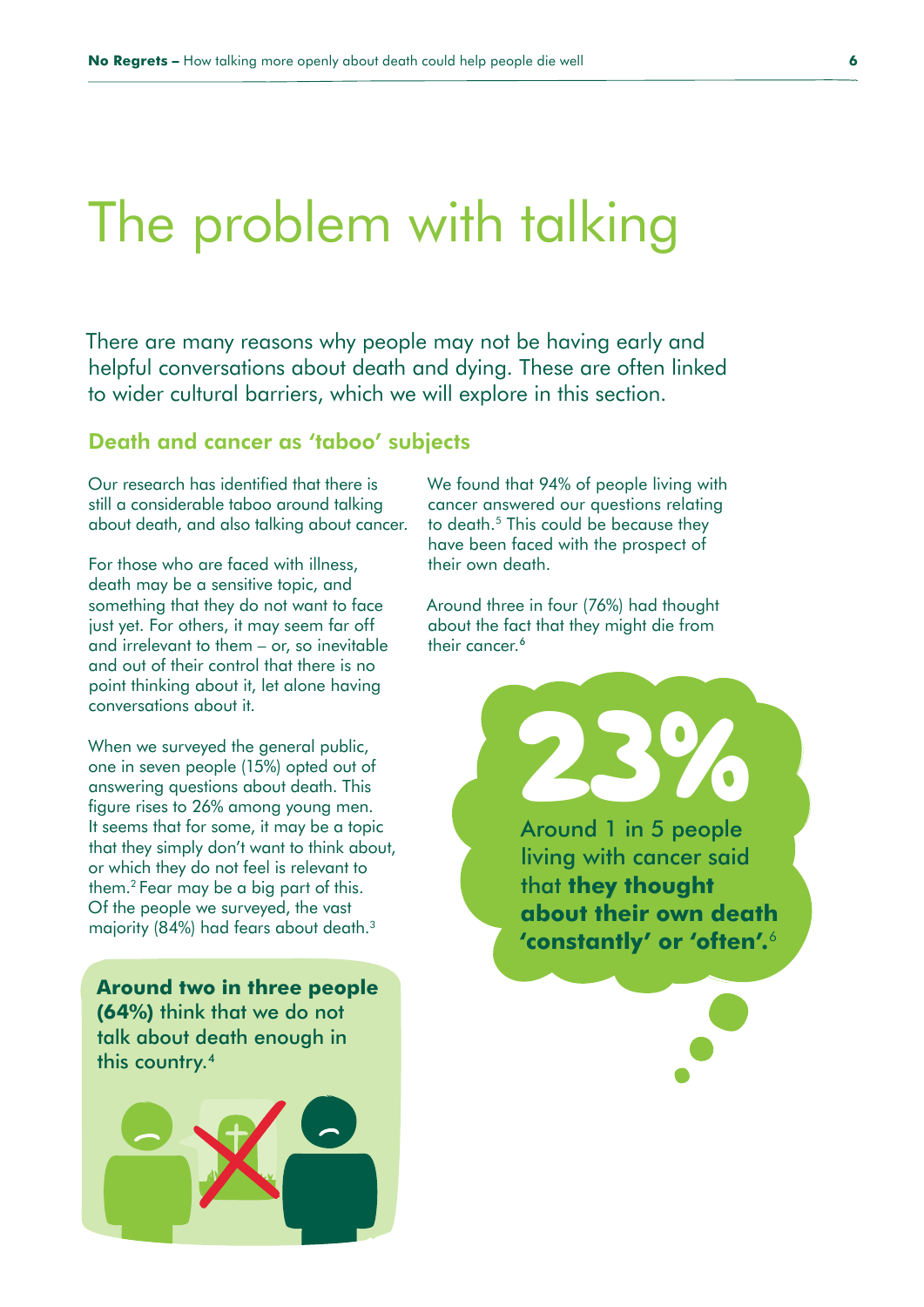# The problem with talking

There are many reasons why people may not be having early and helpful conversations about death and dying. These are often linked to wider cultural barriers, which we will explore in this section.

## Death and cancer as 'taboo' subjects

Our research has identified that there is still a considerable taboo around talking about death, and also talking about cancer.

For those who are faced with illness, death may be a sensitive topic, and something that they do not want to face just yet. For others, it may seem far off and irrelevant to them – or, so inevitable and out of their control that there is no point thinking about it, let alone having conversations about it.

When we surveyed the general public, one in seven people (15%) opted out of answering questions about death. This figure rises to 26% among young men. It seems that for some, it may be a topic that they simply don't want to think about, or which they do not feel is relevant to them.[2] Fear may be a big part of this. Of the people we surveyed, the vast majority (84%) had fears about death.[3]

**Around two in three people (64%)** think that we do not talk about death enough in this country.[4]

We found that 94% of people living with cancer answered our questions relating to death.[5] This could be because they have been faced with the prospect of their own death.

Around three in four (76%) had thought about the fact that they might die from their cancer.[6]

**23%**

Around 1 in 5 people living with cancer said that **they thought about their own death 'constantly' or 'often'.**[6]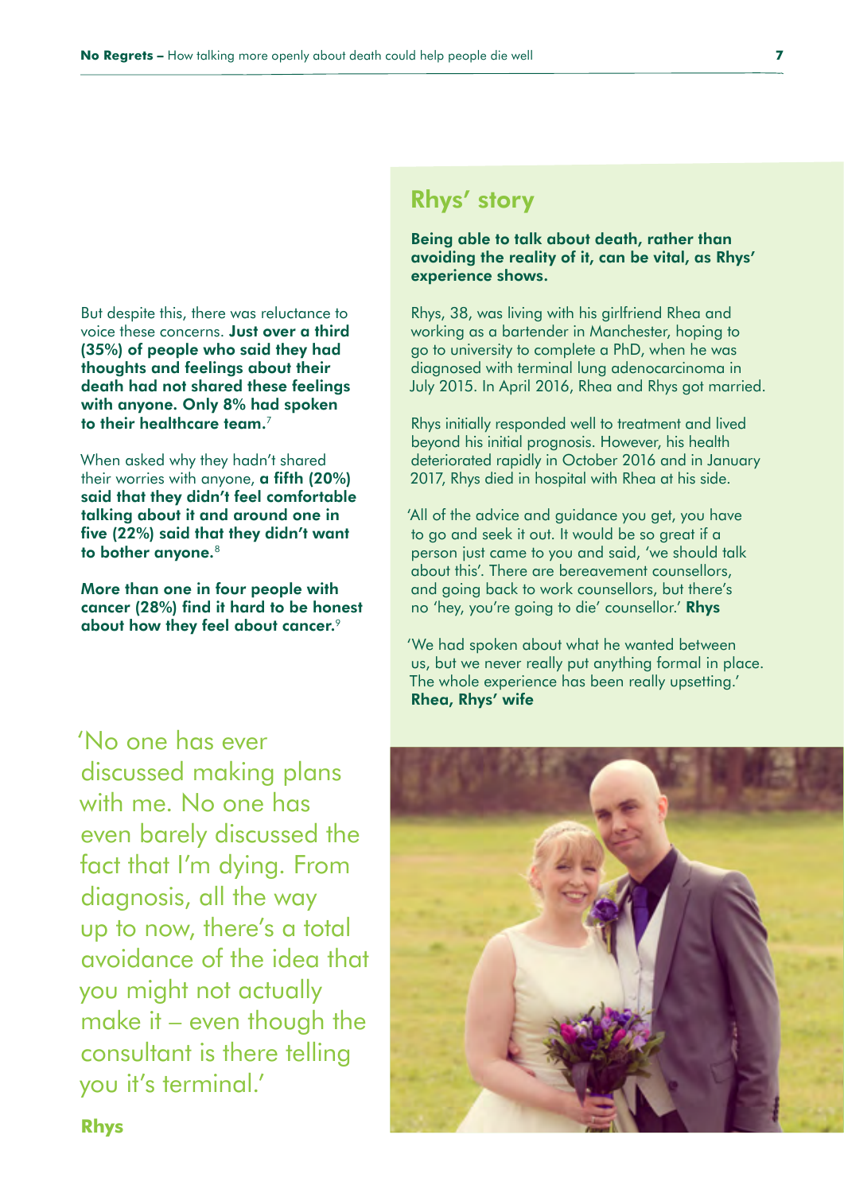But despite this, there was reluctance to voice these concerns. **Just over a third (35%) of people who said they had thoughts and feelings about their death had not shared these feelings with anyone. Only 8% had spoken to their healthcare team.**[7]

When asked why they hadn't shared their worries with anyone, **a fifth (20%) said that they didn't feel comfortable talking about it and around one in five (22%) said that they didn't want to bother anyone.**[8]

**More than one in four people with cancer (28%) find it hard to be honest about how they feel about cancer.**[9]

'No one has ever discussed making plans with me. No one has even barely discussed the fact that I'm dying. From diagnosis, all the way up to now, there's a total avoidance of the idea that you might not actually make it – even though the consultant is there telling you it's terminal.'

**Rhys**

## Rhys' story

**Being able to talk about death, rather than avoiding the reality of it, can be vital, as Rhys' experience shows.**

Rhys, 38, was living with his girlfriend Rhea and working as a bartender in Manchester, hoping to go to university to complete a PhD, when he was diagnosed with terminal lung adenocarcinoma in July 2015. In April 2016, Rhea and Rhys got married.

Rhys initially responded well to treatment and lived beyond his initial prognosis. However, his health deteriorated rapidly in October 2016 and in January 2017, Rhys died in hospital with Rhea at his side.

'All of the advice and guidance you get, you have to go and seek it out. It would be so great if a person just came to you and said, 'we should talk about this'. There are bereavement counsellors, and going back to work counsellors, but there's no 'hey, you're going to die' counsellor.' **Rhys**

'We had spoken about what he wanted between us, but we never really put anything formal in place. The whole experience has been really upsetting.' **Rhea, Rhys' wife**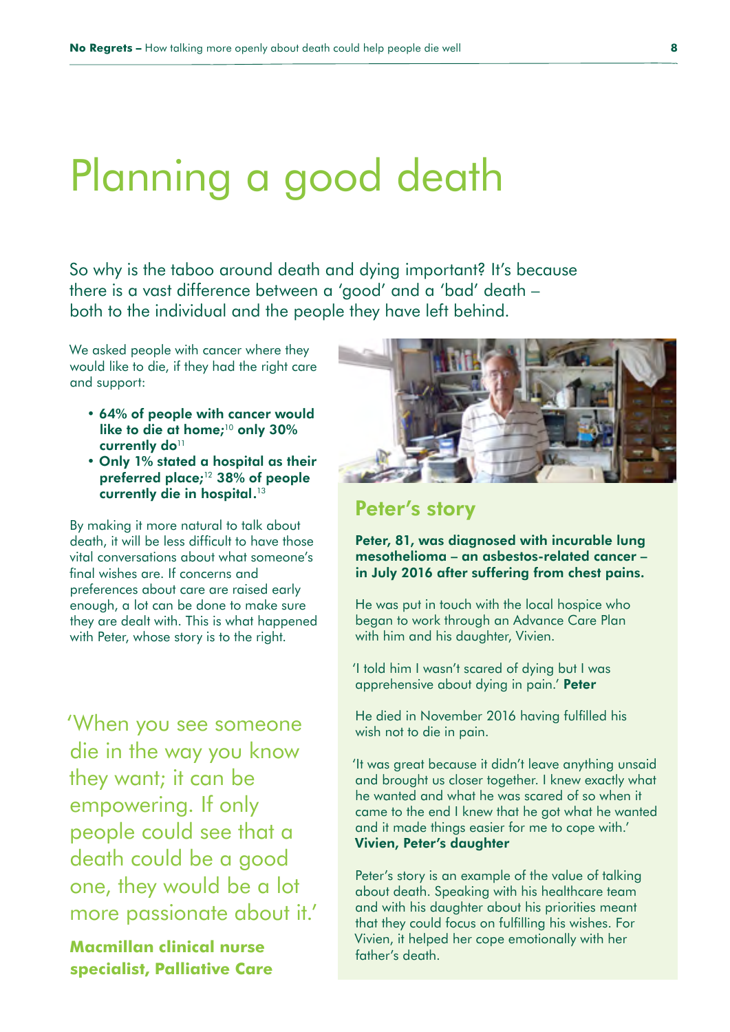# Planning a good death

So why is the taboo around death and dying important? It's because there is a vast difference between a 'good' and a 'bad' death – both to the individual and the people they have left behind.

We asked people with cancer where they would like to die, if they had the right care and support:

- **64% of people with cancer would like to die at home;**[10] **only 30% currently do**[11]
- **Only 1% stated a hospital as their preferred place;**[12] **38% of people currently die in hospital.**[13]

By making it more natural to talk about death, it will be less difficult to have those vital conversations about what someone's final wishes are. If concerns and preferences about care are raised early enough, a lot can be done to make sure they are dealt with. This is what happened with Peter, whose story is to the right.

'When you see someone die in the way you know they want; it can be empowering. If only people could see that a death could be a good one, they would be a lot more passionate about it.'

**Macmillan clinical nurse specialist, Palliative Care**

## Peter's story

**Peter, 81, was diagnosed with incurable lung mesothelioma – an asbestos-related cancer – in July 2016 after suffering from chest pains.**

He was put in touch with the local hospice who began to work through an Advance Care Plan with him and his daughter, Vivien.

'I told him I wasn't scared of dying but I was apprehensive about dying in pain.' **Peter**

He died in November 2016 having fulfilled his wish not to die in pain.

'It was great because it didn't leave anything unsaid and brought us closer together. I knew exactly what he wanted and what he was scared of so when it came to the end I knew that he got what he wanted and it made things easier for me to cope with.' **Vivien, Peter's daughter**

Peter's story is an example of the value of talking about death. Speaking with his healthcare team and with his daughter about his priorities meant that they could focus on fulfilling his wishes. For Vivien, it helped her cope emotionally with her father's death.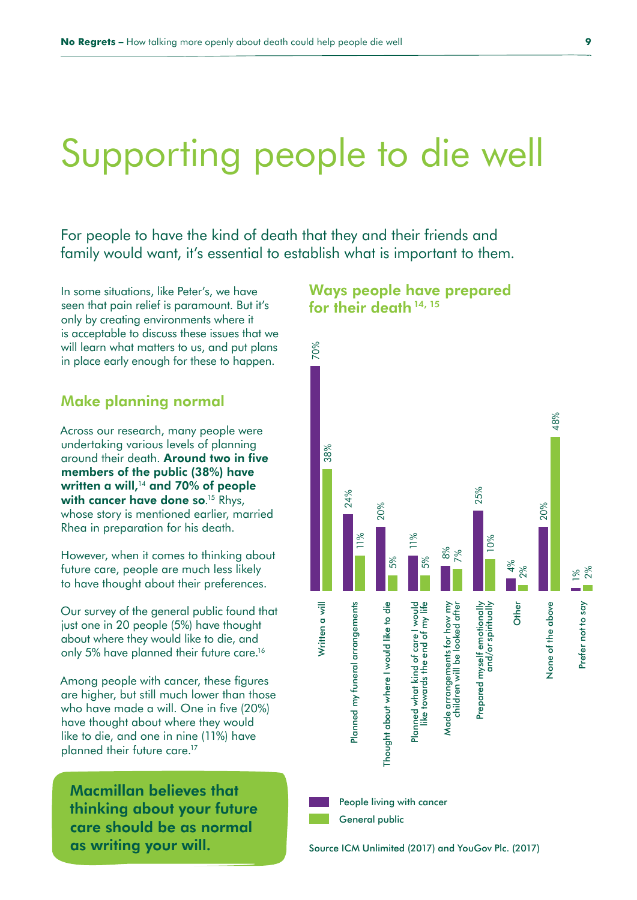# Supporting people to die well

For people to have the kind of death that they and their friends and family would want, it's essential to establish what is important to them.

In some situations, like Peter's, we have seen that pain relief is paramount. But it's only by creating environments where it is acceptable to discuss these issues that we will learn what matters to us, and put plans in place early enough for these to happen.

## Make planning normal

Across our research, many people were undertaking various levels of planning around their death. **Around two in five members of the public (38%) have written a will,**[14] **and 70% of people with cancer have done so**.[15] Rhys, whose story is mentioned earlier, married Rhea in preparation for his death.

However, when it comes to thinking about future care, people are much less likely to have thought about their preferences.

Our survey of the general public found that just one in 20 people (5%) have thought about where they would like to die, and only 5% have planned their future care.[16]

Among people with cancer, these figures are higher, but still much lower than those who have made a will. One in five (20%) have thought about where they would like to die, and one in nine (11%) have planned their future care.[17]

**Macmillan believes that thinking about your future care should be as normal as writing your will.**

### Ways people have prepared for their death [14, 15]

| | People living with cancer | General public |
|---|---|---|
| Written a will | 70% | 38% |
| Planned my funeral arrangements | 24% | 11% |
| Thought about where I would like to die | 20% | 5% |
| Planned what kind of care I would like towards the end of my life | 11% | 5% |
| Made arrangements for how my children will be looked after | 8% | 7% |
| Prepared myself emotionally and/or spiritually | 25% | 10% |
| Other | 4% | 2% |
| None of the above | 20% | 48% |
| Prefer not to say | 1% | 2% |

Source ICM Unlimited (2017) and YouGov Plc. (2017)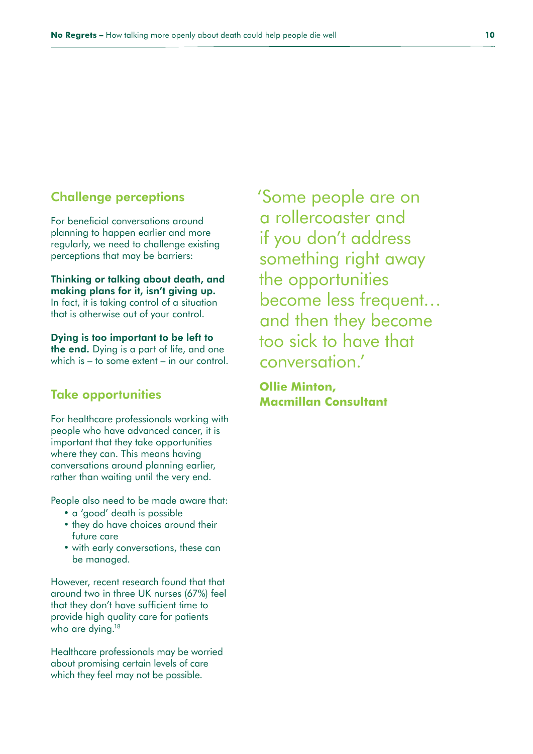## Challenge perceptions

For beneficial conversations around planning to happen earlier and more regularly, we need to challenge existing perceptions that may be barriers:

**Thinking or talking about death, and making plans for it, isn't giving up.** In fact, it is taking control of a situation that is otherwise out of your control.

**Dying is too important to be left to the end.** Dying is a part of life, and one which is – to some extent – in our control.

## Take opportunities

For healthcare professionals working with people who have advanced cancer, it is important that they take opportunities where they can. This means having conversations around planning earlier, rather than waiting until the very end.

People also need to be made aware that:

- a 'good' death is possible
- they do have choices around their future care
- with early conversations, these can be managed.

However, recent research found that that around two in three UK nurses (67%) feel that they don't have sufficient time to provide high quality care for patients who are dying.[18]

Healthcare professionals may be worried about promising certain levels of care which they feel may not be possible.

> 'Some people are on a rollercoaster and if you don't address something right away the opportunities become less frequent… and then they become too sick to have that conversation.'
>
> **Ollie Minton, Macmillan Consultant**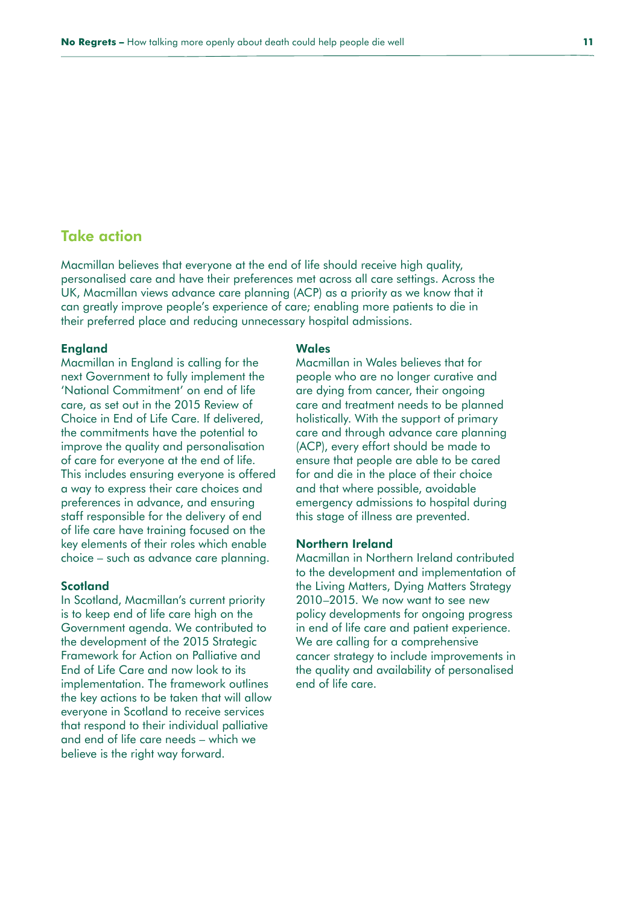## Take action

Macmillan believes that everyone at the end of life should receive high quality, personalised care and have their preferences met across all care settings. Across the UK, Macmillan views advance care planning (ACP) as a priority as we know that it can greatly improve people's experience of care; enabling more patients to die in their preferred place and reducing unnecessary hospital admissions.

### England

Macmillan in England is calling for the next Government to fully implement the 'National Commitment' on end of life care, as set out in the 2015 Review of Choice in End of Life Care. If delivered, the commitments have the potential to improve the quality and personalisation of care for everyone at the end of life. This includes ensuring everyone is offered a way to express their care choices and preferences in advance, and ensuring staff responsible for the delivery of end of life care have training focused on the key elements of their roles which enable choice – such as advance care planning.

### Scotland

In Scotland, Macmillan's current priority is to keep end of life care high on the Government agenda. We contributed to the development of the 2015 Strategic Framework for Action on Palliative and End of Life Care and now look to its implementation. The framework outlines the key actions to be taken that will allow everyone in Scotland to receive services that respond to their individual palliative and end of life care needs – which we believe is the right way forward.

### Wales

Macmillan in Wales believes that for people who are no longer curative and are dying from cancer, their ongoing care and treatment needs to be planned holistically. With the support of primary care and through advance care planning (ACP), every effort should be made to ensure that people are able to be cared for and die in the place of their choice and that where possible, avoidable emergency admissions to hospital during this stage of illness are prevented.

### Northern Ireland

Macmillan in Northern Ireland contributed to the development and implementation of the Living Matters, Dying Matters Strategy 2010–2015. We now want to see new policy developments for ongoing progress in end of life care and patient experience. We are calling for a comprehensive cancer strategy to include improvements in the quality and availability of personalised end of life care.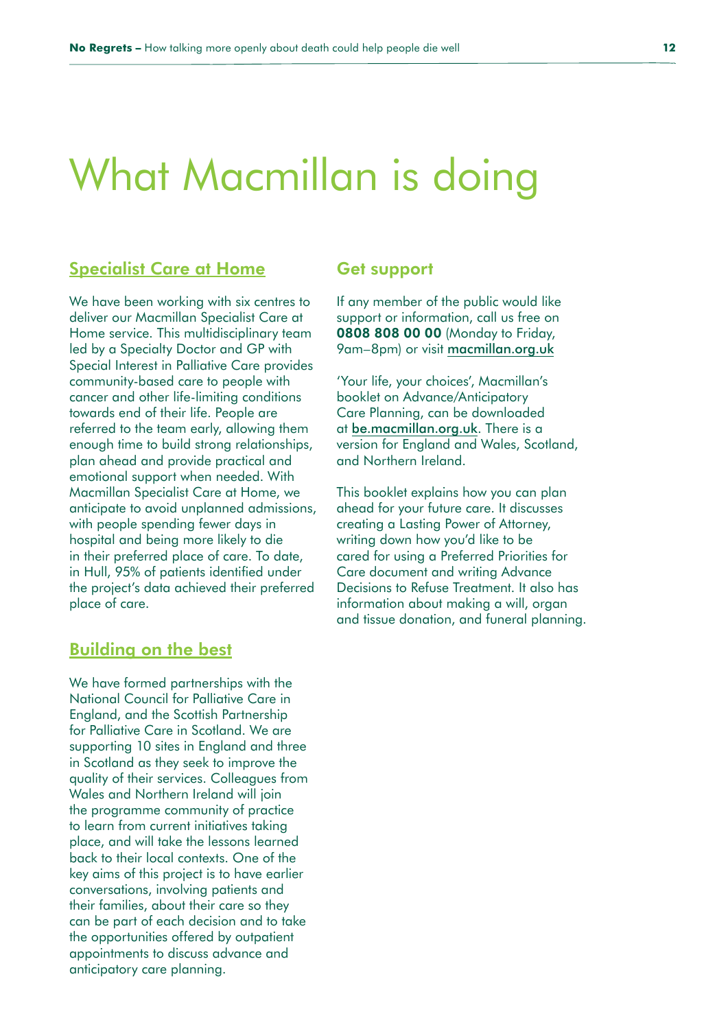# What Macmillan is doing

## Specialist Care at Home

We have been working with six centres to deliver our Macmillan Specialist Care at Home service. This multidisciplinary team led by a Specialty Doctor and GP with Special Interest in Palliative Care provides community-based care to people with cancer and other life-limiting conditions towards end of their life. People are referred to the team early, allowing them enough time to build strong relationships, plan ahead and provide practical and emotional support when needed. With Macmillan Specialist Care at Home, we anticipate to avoid unplanned admissions, with people spending fewer days in hospital and being more likely to die in their preferred place of care. To date, in Hull, 95% of patients identified under the project's data achieved their preferred place of care.

## Building on the best

We have formed partnerships with the National Council for Palliative Care in England, and the Scottish Partnership for Palliative Care in Scotland. We are supporting 10 sites in England and three in Scotland as they seek to improve the quality of their services. Colleagues from Wales and Northern Ireland will join the programme community of practice to learn from current initiatives taking place, and will take the lessons learned back to their local contexts. One of the key aims of this project is to have earlier conversations, involving patients and their families, about their care so they can be part of each decision and to take the opportunities offered by outpatient appointments to discuss advance and anticipatory care planning.

## Get support

If any member of the public would like support or information, call us free on **0808 808 00 00** (Monday to Friday, 9am–8pm) or visit macmillan.org.uk

'Your life, your choices', Macmillan's booklet on Advance/Anticipatory Care Planning, can be downloaded at be.macmillan.org.uk. There is a version for England and Wales, Scotland, and Northern Ireland.

This booklet explains how you can plan ahead for your future care. It discusses creating a Lasting Power of Attorney, writing down how you'd like to be cared for using a Preferred Priorities for Care document and writing Advance Decisions to Refuse Treatment. It also has information about making a will, organ and tissue donation, and funeral planning.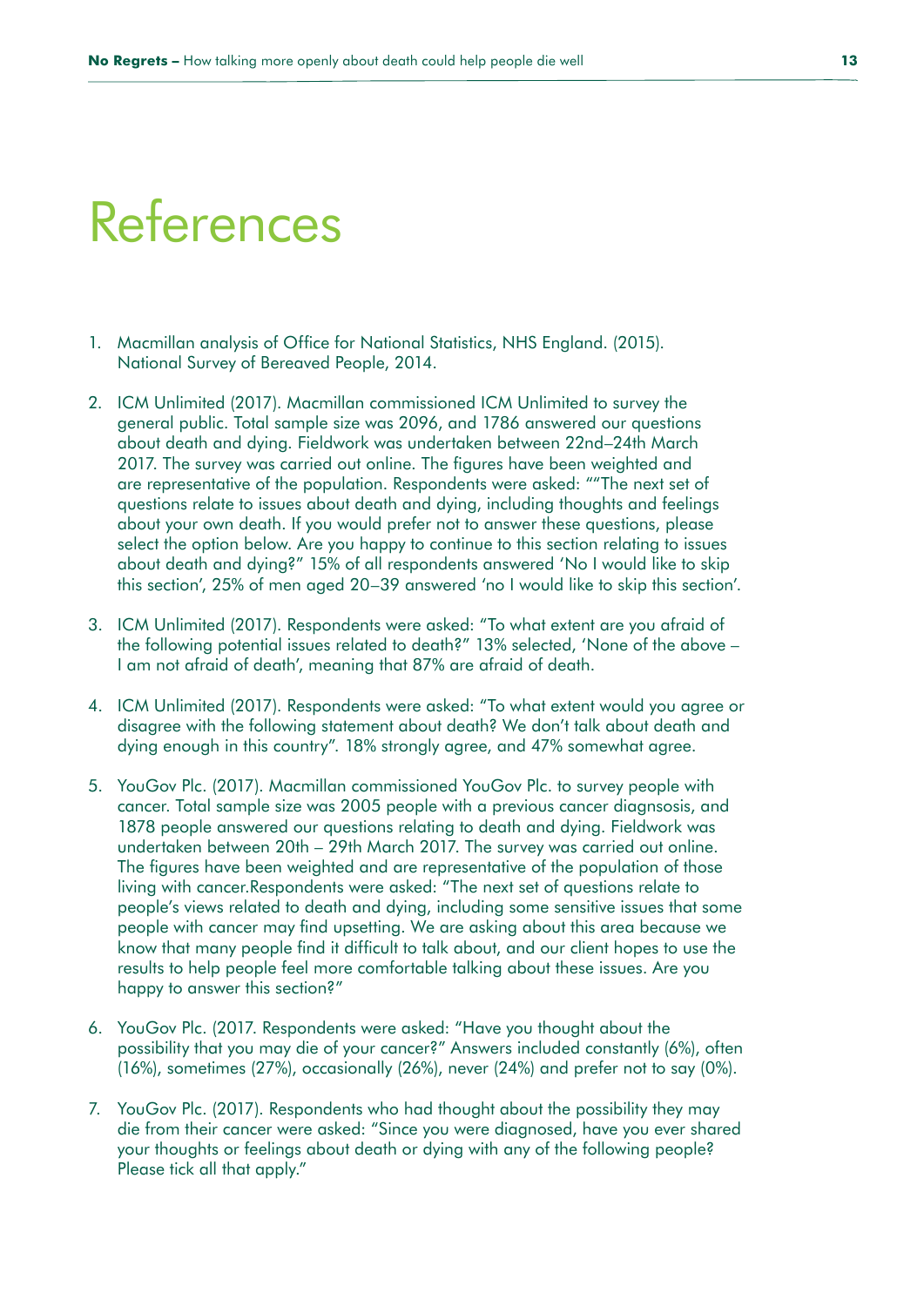# References

1. Macmillan analysis of Office for National Statistics, NHS England. (2015). National Survey of Bereaved People, 2014.
2. ICM Unlimited (2017). Macmillan commissioned ICM Unlimited to survey the general public. Total sample size was 2096, and 1786 answered our questions about death and dying. Fieldwork was undertaken between 22nd–24th March 2017. The survey was carried out online. The figures have been weighted and are representative of the population. Respondents were asked: ""The next set of questions relate to issues about death and dying, including thoughts and feelings about your own death. If you would prefer not to answer these questions, please select the option below. Are you happy to continue to this section relating to issues about death and dying?" 15% of all respondents answered 'No I would like to skip this section', 25% of men aged 20–39 answered 'no I would like to skip this section'.
3. ICM Unlimited (2017). Respondents were asked: "To what extent are you afraid of the following potential issues related to death?" 13% selected, 'None of the above – I am not afraid of death', meaning that 87% are afraid of death.
4. ICM Unlimited (2017). Respondents were asked: "To what extent would you agree or disagree with the following statement about death? We don't talk about death and dying enough in this country". 18% strongly agree, and 47% somewhat agree.
5. YouGov Plc. (2017). Macmillan commissioned YouGov Plc. to survey people with cancer. Total sample size was 2005 people with a previous cancer diagnsosis, and 1878 people answered our questions relating to death and dying. Fieldwork was undertaken between 20th – 29th March 2017. The survey was carried out online. The figures have been weighted and are representative of the population of those living with cancer.Respondents were asked: "The next set of questions relate to people's views related to death and dying, including some sensitive issues that some people with cancer may find upsetting. We are asking about this area because we know that many people find it difficult to talk about, and our client hopes to use the results to help people feel more comfortable talking about these issues. Are you happy to answer this section?"
6. YouGov Plc. (2017. Respondents were asked: "Have you thought about the possibility that you may die of your cancer?" Answers included constantly (6%), often (16%), sometimes (27%), occasionally (26%), never (24%) and prefer not to say (0%).
7. YouGov Plc. (2017). Respondents who had thought about the possibility they may die from their cancer were asked: "Since you were diagnosed, have you ever shared your thoughts or feelings about death or dying with any of the following people? Please tick all that apply."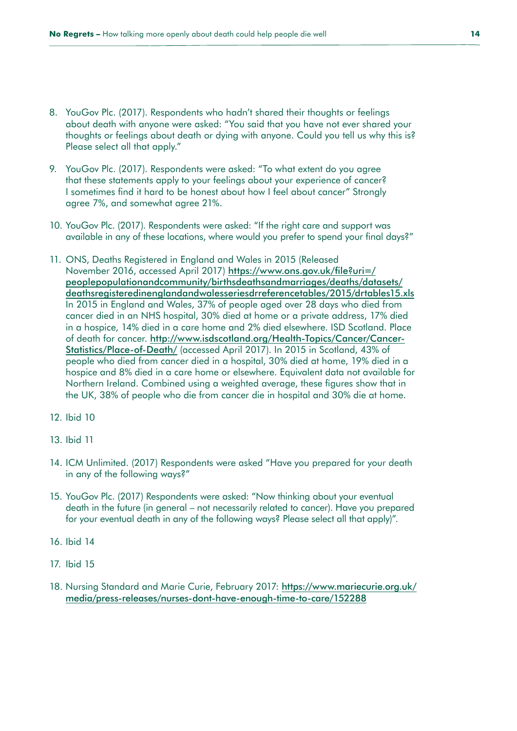8. YouGov Plc. (2017). Respondents who hadn't shared their thoughts or feelings about death with anyone were asked: "You said that you have not ever shared your thoughts or feelings about death or dying with anyone. Could you tell us why this is? Please select all that apply."

9. YouGov Plc. (2017). Respondents were asked: "To what extent do you agree that these statements apply to your feelings about your experience of cancer? I sometimes find it hard to be honest about how I feel about cancer" Strongly agree 7%, and somewhat agree 21%.

10. YouGov Plc. (2017). Respondents were asked: "If the right care and support was available in any of these locations, where would you prefer to spend your final days?"

11. ONS, Deaths Registered in England and Wales in 2015 (Released November 2016, accessed April 2017) https://www.ons.gov.uk/file?uri=/peoplepopulationandcommunity/birthsdeathsandmarriages/deaths/datasets/deathsregisteredinenglandandwalesseriesdrreferencetables/2015/drtables15.xls In 2015 in England and Wales, 37% of people aged over 28 days who died from cancer died in an NHS hospital, 30% died at home or a private address, 17% died in a hospice, 14% died in a care home and 2% died elsewhere. ISD Scotland. Place of death for cancer. http://www.isdscotland.org/Health-Topics/Cancer/Cancer-Statistics/Place-of-Death/ (accessed April 2017). In 2015 in Scotland, 43% of people who died from cancer died in a hospital, 30% died at home, 19% died in a hospice and 8% died in a care home or elsewhere. Equivalent data not available for Northern Ireland. Combined using a weighted average, these figures show that in the UK, 38% of people who die from cancer die in hospital and 30% die at home.

12. Ibid 10

13. Ibid 11

14. ICM Unlimited. (2017) Respondents were asked "Have you prepared for your death in any of the following ways?"

15. YouGov Plc. (2017) Respondents were asked: "Now thinking about your eventual death in the future (in general – not necessarily related to cancer). Have you prepared for your eventual death in any of the following ways? Please select all that apply)".

16. Ibid 14

17. Ibid 15

18. Nursing Standard and Marie Curie, February 2017: https://www.mariecurie.org.uk/media/press-releases/nurses-dont-have-enough-time-to-care/152288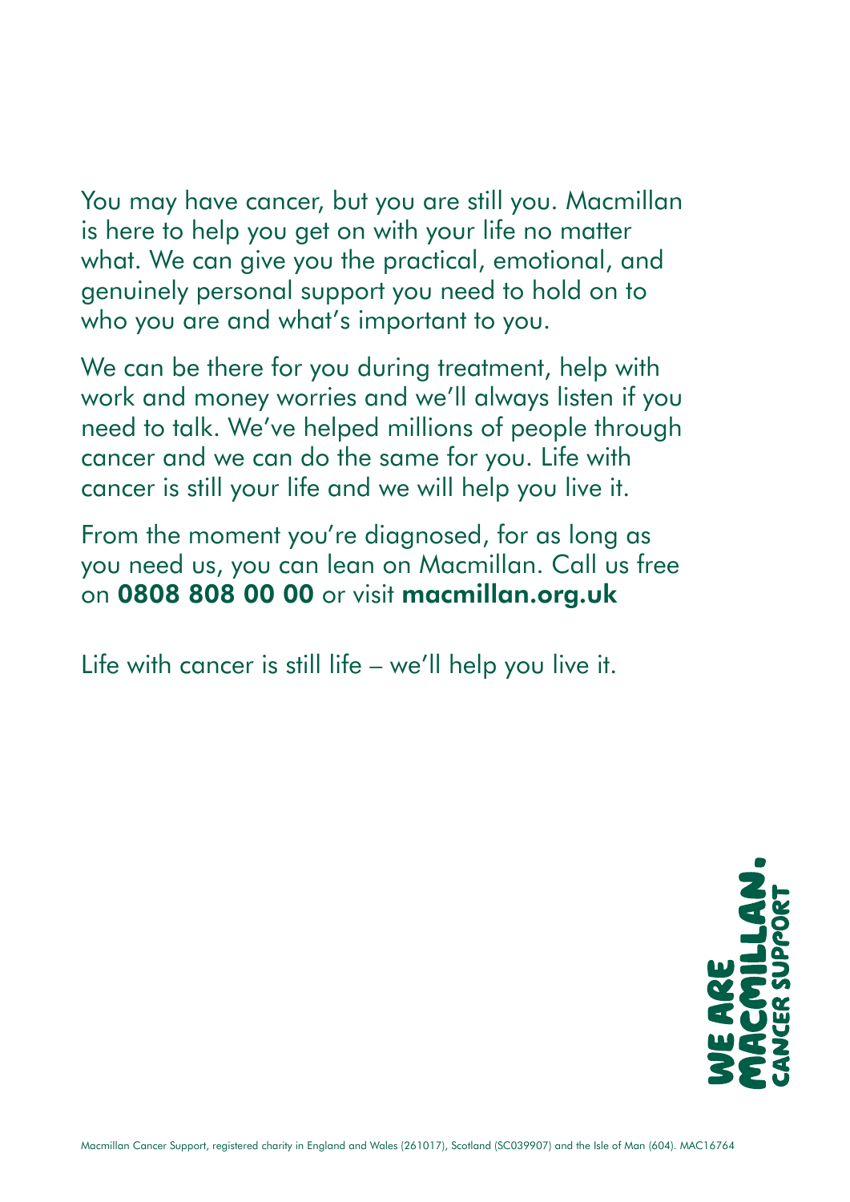You may have cancer, but you are still you. Macmillan is here to help you get on with your life no matter what. We can give you the practical, emotional, and genuinely personal support you need to hold on to who you are and what's important to you.

We can be there for you during treatment, help with work and money worries and we'll always listen if you need to talk. We've helped millions of people through cancer and we can do the same for you. Life with cancer is still your life and we will help you live it.

From the moment you're diagnosed, for as long as you need us, you can lean on Macmillan. Call us free on **0808 808 00 00** or visit **macmillan.org.uk**

Life with cancer is still life – we'll help you live it.

WE ARE MACMILLAN. CANCER SUPPORT

Macmillan Cancer Support, registered charity in England and Wales (261017), Scotland (SC039907) and the Isle of Man (604). MAC16764